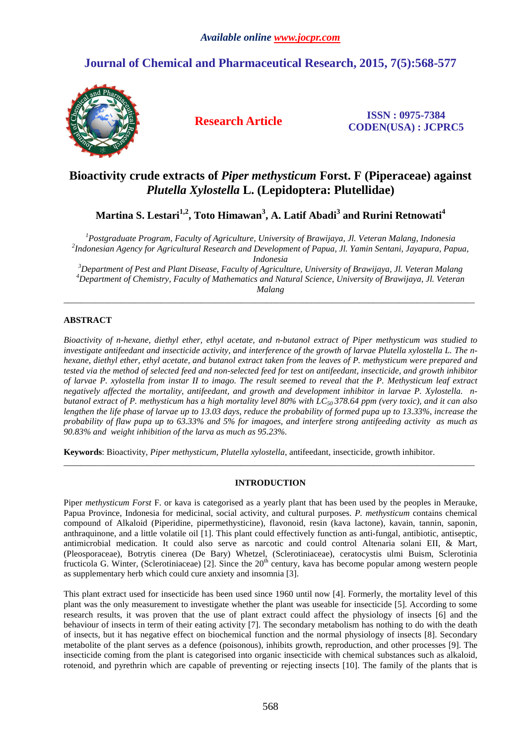*Available online www.jocpr.com*

# Journal of Chemical and Pharmaceutical Research, 2015, 7(5):568-577

**Research Article**

**ISSN : 0975-7384**
**CODEN(USA) : JCPRC5**

# Bioactivity crude extracts of *Piper methysticum* Forst. F (Piperaceae) against *Plutella Xylostella* L. (Lepidoptera: Plutellidae)

**Martina S. Lestari[1,2], Toto Himawan[3], A. Latif Abadi[3] and Rurini Retnowati[4]**

[1]*Postgraduate Program, Faculty of Agriculture, University of Brawijaya, Jl. Veteran Malang, Indonesia*
[2]*Indonesian Agency for Agricultural Research and Development of Papua, Jl. Yamin Sentani, Jayapura, Papua, Indonesia*
[3]*Department of Pest and Plant Disease, Faculty of Agriculture, University of Brawijaya, Jl. Veteran Malang*
[4]*Department of Chemistry, Faculty of Mathematics and Natural Science, University of Brawijaya, Jl. Veteran Malang*

---

## ABSTRACT

*Bioactivity of n-hexane, diethyl ether, ethyl acetate, and n-butanol extract of Piper methysticum was studied to investigate antifeedant and insecticide activity, and interference of the growth of larvae Plutella xylostella L. The n-hexane, diethyl ether, ethyl acetate, and butanol extract taken from the leaves of P. methysticum were prepared and tested via the method of selected feed and non-selected feed for test on antifeedant, insecticide, and growth inhibitor of larvae P. xylostella from instar II to imago. The result seemed to reveal that the P. Methysticum leaf extract negatively affected the mortality, antifeedant, and growth and development inhibitor in larvae P. Xylostella. n-butanol extract of P. methysticum has a high mortality level 80% with $LC_{50}$ 378.64 ppm (very toxic), and it can also lengthen the life phase of larvae up to 13.03 days, reduce the probability of formed pupa up to 13.33%, increase the probability of flaw pupa up to 63.33% and 5% for imagoes, and interfere strong antifeeding activity as much as 90.83% and weight inhibition of the larva as much as 95.23%.*

**Keywords**: Bioactivity, *Piper methysticum*, *Plutella xylostella*, antifeedant, insecticide, growth inhibitor.

---

## INTRODUCTION

Piper *methysticum Forst* F. or kava is categorised as a yearly plant that has been used by the peoples in Merauke, Papua Province, Indonesia for medicinal, social activity, and cultural purposes. *P. methysticum* contains chemical compound of Alkaloid (Piperidine, pipermethysticine), flavonoid, resin (kava lactone), kavain, tannin, saponin, anthraquinone, and a little volatile oil [1]. This plant could effectively function as anti-fungal, antibiotic, antiseptic, antimicrobial medication. It could also serve as narcotic and could control Altenaria solani EII, & Mart, (Pleosporaceae), Botrytis cinerea (De Bary) Whetzel, (Sclerotiniaceae), ceratocystis ulmi Buism, Sclerotinia fructicola G. Winter, (Sclerotiniaceae) [2]. Since the 20th century, kava has become popular among western people as supplementary herb which could cure anxiety and insomnia [3].

This plant extract used for insecticide has been used since 1960 until now [4]. Formerly, the mortality level of this plant was the only measurement to investigate whether the plant was useable for insecticide [5]. According to some research results, it was proven that the use of plant extract could affect the physiology of insects [6] and the behaviour of insects in term of their eating activity [7]. The secondary metabolism has nothing to do with the death of insects, but it has negative effect on biochemical function and the normal physiology of insects [8]. Secondary metabolite of the plant serves as a defence (poisonous), inhibits growth, reproduction, and other processes [9]. The insecticide coming from the plant is categorised into organic insecticide with chemical substances such as alkaloid, rotenoid, and pyrethrin which are capable of preventing or rejecting insects [10]. The family of the plants that is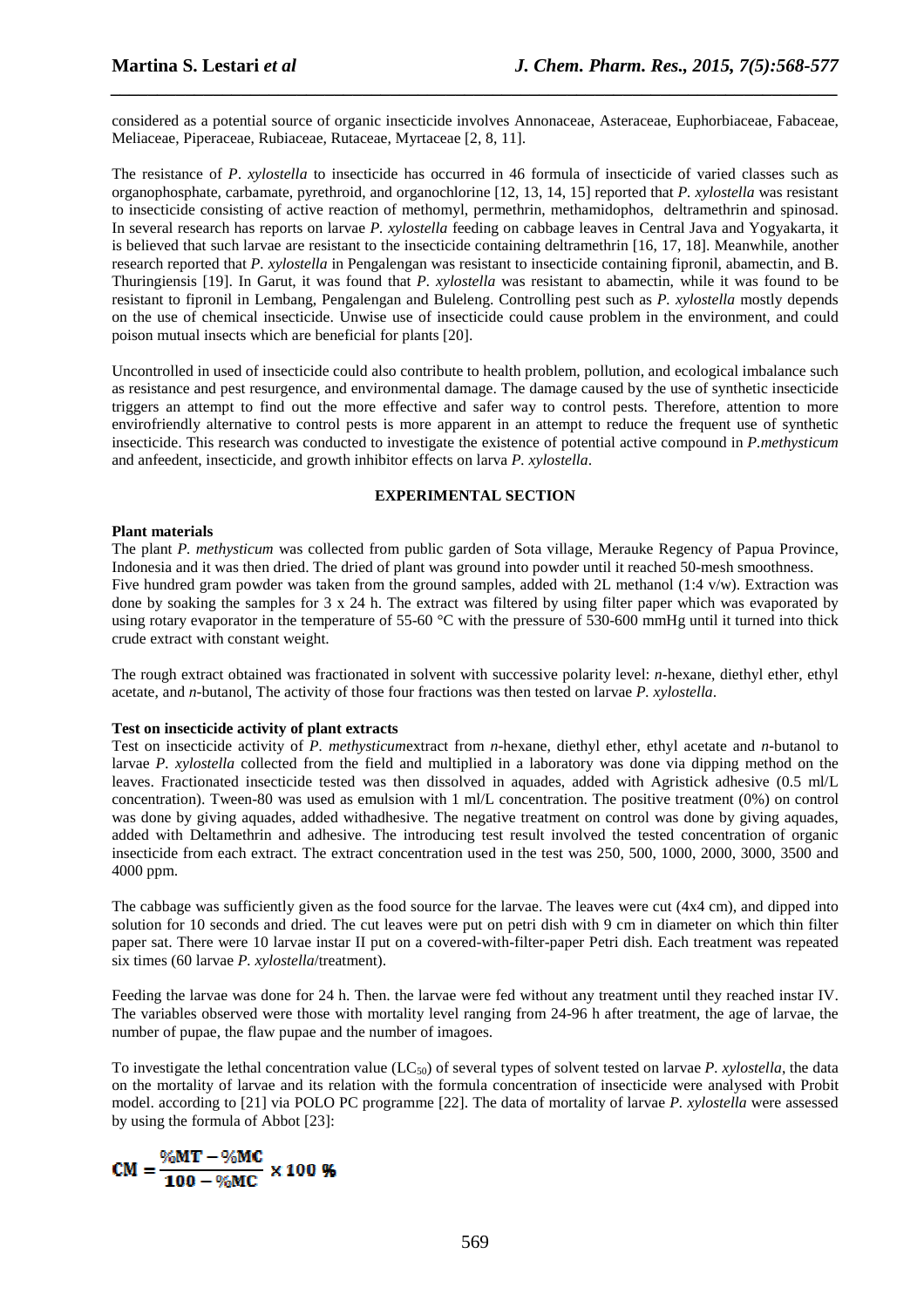considered as a potential source of organic insecticide involves Annonaceae, Asteraceae, Euphorbiaceae, Fabaceae, Meliaceae, Piperaceae, Rubiaceae, Rutaceae, Myrtaceae [2, 8, 11].

The resistance of *P. xylostella* to insecticide has occurred in 46 formula of insecticide of varied classes such as organophosphate, carbamate, pyrethroid, and organochlorine [12, 13, 14, 15] reported that *P. xylostella* was resistant to insecticide consisting of active reaction of methomyl, permethrin, methamidophos, deltramethrin and spinosad. In several research has reports on larvae *P. xylostella* feeding on cabbage leaves in Central Java and Yogyakarta, it is believed that such larvae are resistant to the insecticide containing deltramethrin [16, 17, 18]. Meanwhile, another research reported that *P. xylostella* in Pengalengan was resistant to insecticide containing fipronil, abamectin, and B. Thuringiensis [19]. In Garut, it was found that *P. xylostella* was resistant to abamectin, while it was found to be resistant to fipronil in Lembang, Pengalengan and Buleleng. Controlling pest such as *P. xylostella* mostly depends on the use of chemical insecticide. Unwise use of insecticide could cause problem in the environment, and could poison mutual insects which are beneficial for plants [20].

Uncontrolled in used of insecticide could also contribute to health problem, pollution, and ecological imbalance such as resistance and pest resurgence, and environmental damage. The damage caused by the use of synthetic insecticide triggers an attempt to find out the more effective and safer way to control pests. Therefore, attention to more envirofriendly alternative to control pests is more apparent in an attempt to reduce the frequent use of synthetic insecticide. This research was conducted to investigate the existence of potential active compound in *P.methysticum* and anfeedent, insecticide, and growth inhibitor effects on larva *P. xylostella*.

## EXPERIMENTAL SECTION

### Plant materials

The plant *P. methysticum* was collected from public garden of Sota village, Merauke Regency of Papua Province, Indonesia and it was then dried. The dried of plant was ground into powder until it reached 50-mesh smoothness. Five hundred gram powder was taken from the ground samples, added with 2L methanol (1:4 v/w). Extraction was done by soaking the samples for 3 x 24 h. The extract was filtered by using filter paper which was evaporated by using rotary evaporator in the temperature of 55-60 °C with the pressure of 530-600 mmHg until it turned into thick crude extract with constant weight.

The rough extract obtained was fractionated in solvent with successive polarity level: *n*-hexane, diethyl ether, ethyl acetate, and *n*-butanol, The activity of those four fractions was then tested on larvae *P. xylostella*.

### Test on insecticide activity of plant extracts

Test on insecticide activity of *P. methysticum*extract from *n*-hexane, diethyl ether, ethyl acetate and *n*-butanol to larvae *P. xylostella* collected from the field and multiplied in a laboratory was done via dipping method on the leaves. Fractionated insecticide tested was then dissolved in aquades, added with Agristick adhesive (0.5 ml/L concentration). Tween-80 was used as emulsion with 1 ml/L concentration. The positive treatment (0%) on control was done by giving aquades, added withadhesive. The negative treatment on control was done by giving aquades, added with Deltamethrin and adhesive. The introducing test result involved the tested concentration of organic insecticide from each extract. The extract concentration used in the test was 250, 500, 1000, 2000, 3000, 3500 and 4000 ppm.

The cabbage was sufficiently given as the food source for the larvae. The leaves were cut (4x4 cm), and dipped into solution for 10 seconds and dried. The cut leaves were put on petri dish with 9 cm in diameter on which thin filter paper sat. There were 10 larvae instar II put on a covered-with-filter-paper Petri dish. Each treatment was repeated six times (60 larvae *P. xylostella*/treatment).

Feeding the larvae was done for 24 h. Then. the larvae were fed without any treatment until they reached instar IV. The variables observed were those with mortality level ranging from 24-96 h after treatment, the age of larvae, the number of pupae, the flaw pupae and the number of imagoes.

To investigate the lethal concentration value ($LC_{50}$) of several types of solvent tested on larvae *P. xylostella*, the data on the mortality of larvae and its relation with the formula concentration of insecticide were analysed with Probit model. according to [21] via POLO PC programme [22]. The data of mortality of larvae *P. xylostella* were assessed by using the formula of Abbot [23]:

$$CM = \frac{\%MT - \%MC}{100 - \%MC} \times 100\ \%$$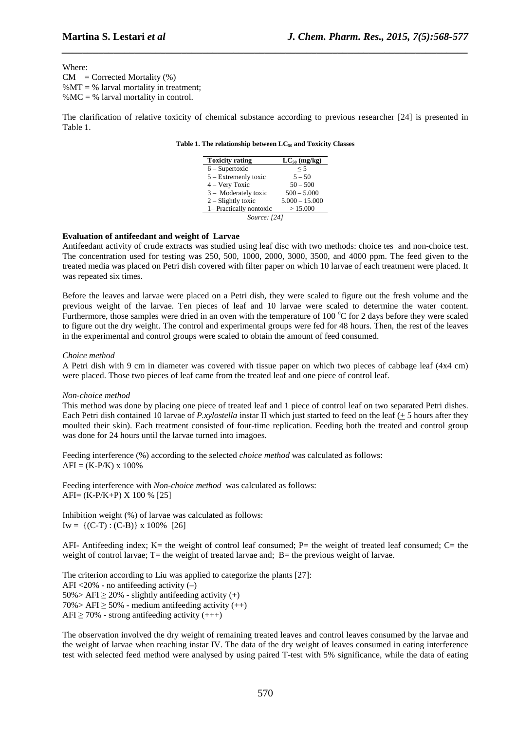Where:
CM = Corrected Mortality (%)
%MT = % larval mortality in treatment;
%MC = % larval mortality in control.

The clarification of relative toxicity of chemical substance according to previous researcher [24] is presented in Table 1.

**Table 1. The relationship between $LC_{50}$ and Toxicity Classes**

| Toxicity rating | $LC_{50}$ (mg/kg) |
|---|---|
| 6 – Supertoxic | ≤ 5 |
| 5 – Extremenly toxic | 5 – 50 |
| 4 – Very Toxic | 50 – 500 |
| 3 – Moderately toxic | 500 – 5.000 |
| 2 – Slightly toxic | 5.000 – 15.000 |
| 1– Practically nontoxic | > 15.000 |

*Source: [24]*

### Evaluation of antifeedant and weight of Larvae

Antifeedant activity of crude extracts was studied using leaf disc with two methods: choice tes and non-choice test. The concentration used for testing was 250, 500, 1000, 2000, 3000, 3500, and 4000 ppm. The feed given to the treated media was placed on Petri dish covered with filter paper on which 10 larvae of each treatment were placed. It was repeated six times.

Before the leaves and larvae were placed on a Petri dish, they were scaled to figure out the fresh volume and the previous weight of the larvae. Ten pieces of leaf and 10 larvae were scaled to determine the water content. Furthermore, those samples were dried in an oven with the temperature of 100 °C for 2 days before they were scaled to figure out the dry weight. The control and experimental groups were fed for 48 hours. Then, the rest of the leaves in the experimental and control groups were scaled to obtain the amount of feed consumed.

*Choice method*

A Petri dish with 9 cm in diameter was covered with tissue paper on which two pieces of cabbage leaf (4x4 cm) were placed. Those two pieces of leaf came from the treated leaf and one piece of control leaf.

*Non-choice method*

This method was done by placing one piece of treated leaf and 1 piece of control leaf on two separated Petri dishes. Each Petri dish contained 10 larvae of *P.xylostella* instar II which just started to feed on the leaf (± 5 hours after they moulted their skin). Each treatment consisted of four-time replication. Feeding both the treated and control group was done for 24 hours until the larvae turned into imagoes.

Feeding interference (%) according to the selected *choice method* was calculated as follows:
$AFI = (K-P/K) \times 100\%$

Feeding interference with *Non-choice method* was calculated as follows:
$AFI = (K-P/K+P) \times 100\%$ [25]

Inhibition weight (%) of larvae was calculated as follows:
$Iw = \{(C-T) : (C-B)\} \times 100\%$ [26]

AFI- Antifeeding index; K= the weight of control leaf consumed; P= the weight of treated leaf consumed; C= the weight of control larvae; T= the weight of treated larvae and; B= the previous weight of larvae.

The criterion according to Liu was applied to categorize the plants [27]:
AFI <20% - no antifeeding activity (–)
50%> AFI ≥ 20% - slightly antifeeding activity (+)
70%> AFI ≥ 50% - medium antifeeding activity (++)
AFI ≥ 70% - strong antifeeding activity (+++)

The observation involved the dry weight of remaining treated leaves and control leaves consumed by the larvae and the weight of larvae when reaching instar IV. The data of the dry weight of leaves consumed in eating interference test with selected feed method were analysed by using paired T-test with 5% significance, while the data of eating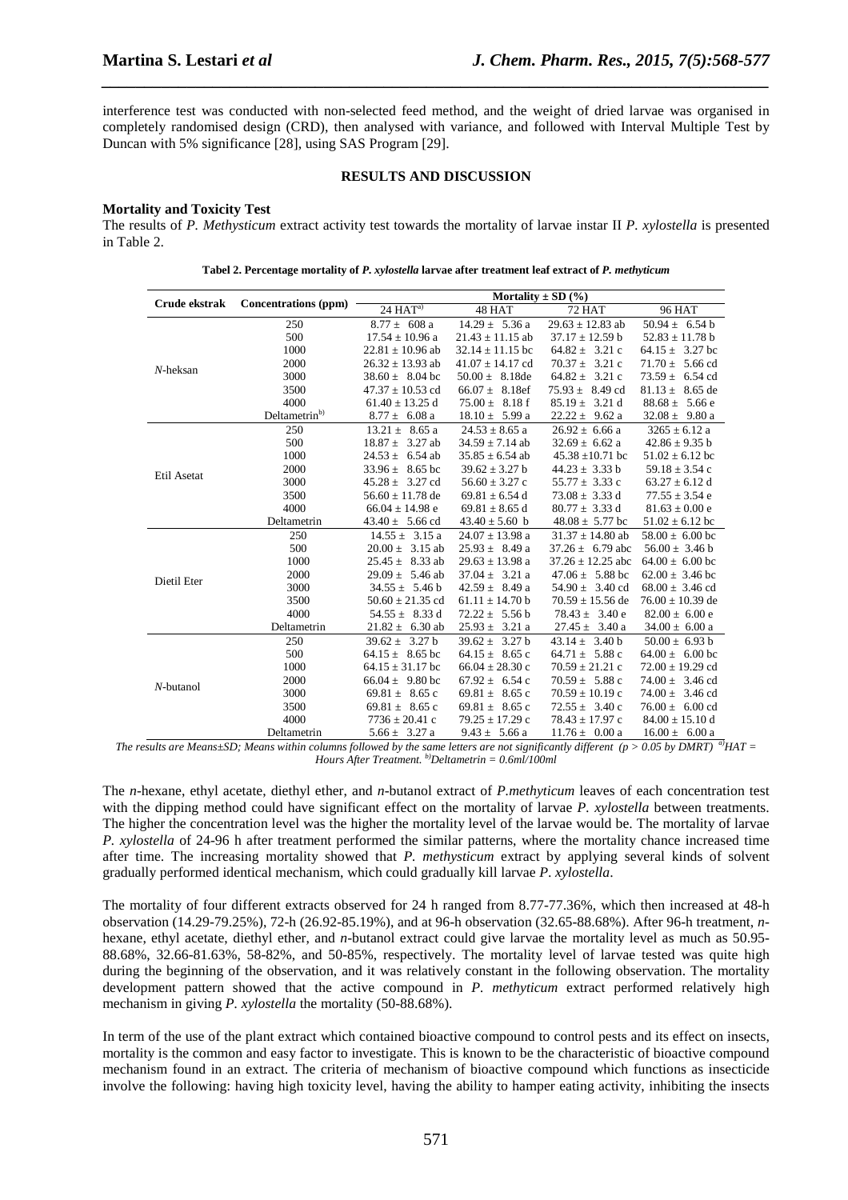interference test was conducted with non-selected feed method, and the weight of dried larvae was organised in completely randomised design (CRD), then analysed with variance, and followed with Interval Multiple Test by Duncan with 5% significance [28], using SAS Program [29].

## RESULTS AND DISCUSSION

### Mortality and Toxicity Test

The results of *P. Methysticum* extract activity test towards the mortality of larvae instar II *P. xylostella* is presented in Table 2.

**Tabel 2. Percentage mortality of *P. xylostella* larvae after treatment leaf extract of *P. methyticum***

| Crude ekstrak | Concentrations (ppm) | Mortality ± SD (%) | | | |
|---|---|---|---|---|---|
| | | 24 HAT[a)] | 48 HAT | 72 HAT | 96 HAT |
| *N*-heksan | 250 | 8.77 ± 608 a | 14.29 ± 5.36 a | 29.63 ± 12.83 ab | 50.94 ± 6.54 b |
| | 500 | 17.54 ± 10.96 a | 21.43 ± 11.15 ab | 37.17 ± 12.59 b | 52.83 ± 11.78 b |
| | 1000 | 22.81 ± 10.96 ab | 32.14 ± 11.15 bc | 64.82 ± 3.21 c | 64.15 ± 3.27 bc |
| | 2000 | 26.32 ± 13.93 ab | 41.07 ± 14.17 cd | 70.37 ± 3.21 c | 71.70 ± 5.66 cd |
| | 3000 | 38.60 ± 8.04 bc | 50.00 ± 8.18de | 64.82 ± 3.21 c | 73.59 ± 6.54 cd |
| | 3500 | 47.37 ± 10.53 cd | 66.07 ± 8.18ef | 75.93 ± 8.49 cd | 81.13 ± 8.65 de |
| | 4000 | 61.40 ± 13.25 d | 75.00 ± 8.18 f | 85.19 ± 3.21 d | 88.68 ± 5.66 e |
| | Deltametrin[b)] | 8.77 ± 6.08 a | 18.10 ± 5.99 a | 22.22 ± 9.62 a | 32.08 ± 9.80 a |
| Etil Asetat | 250 | 13.21 ± 8.65 a | 24.53 ± 8.65 a | 26.92 ± 6.66 a | 3265 ± 6.12 a |
| | 500 | 18.87 ± 3.27 ab | 34.59 ± 7.14 ab | 32.69 ± 6.62 a | 42.86 ± 9.35 b |
| | 1000 | 24.53 ± 6.54 ab | 35.85 ± 6.54 ab | 45.38 ±10.71 bc | 51.02 ± 6.12 bc |
| | 2000 | 33.96 ± 8.65 bc | 39.62 ± 3.27 b | 44.23 ± 3.33 b | 59.18 ± 3.54 c |
| | 3000 | 45.28 ± 3.27 cd | 56.60 ± 3.27 c | 55.77 ± 3.33 c | 63.27 ± 6.12 d |
| | 3500 | 56.60 ± 11.78 de | 69.81 ± 6.54 d | 73.08 ± 3.33 d | 77.55 ± 3.54 e |
| | 4000 | 66.04 ± 14.98 e | 69.81 ± 8.65 d | 80.77 ± 3.33 d | 81.63 ± 0.00 e |
| | Deltametrin | 43.40 ± 5.66 cd | 43.40 ± 5.60 b | 48.08 ± 5.77 bc | 51.02 ± 6.12 bc |
| Dietil Eter | 250 | 14.55 ± 3.15 a | 24.07 ± 13.98 a | 31.37 ± 14.80 ab | 58.00 ± 6.00 bc |
| | 500 | 20.00 ± 3.15 ab | 25.93 ± 8.49 a | 37.26 ± 6.79 abc | 56.00 ± 3.46 b |
| | 1000 | 25.45 ± 8.33 ab | 29.63 ± 13.98 a | 37.26 ± 12.25 abc | 64.00 ± 6.00 bc |
| | 2000 | 29.09 ± 5.46 ab | 37.04 ± 3.21 a | 47.06 ± 5.88 bc | 62.00 ± 3.46 bc |
| | 3000 | 34.55 ± 5.46 b | 42.59 ± 8.49 a | 54.90 ± 3.40 cd | 68.00 ± 3.46 cd |
| | 3500 | 50.60 ± 21.35 cd | 61.11 ± 14.70 b | 70.59 ± 15.56 de | 76.00 ± 10.39 de |
| | 4000 | 54.55 ± 8.33 d | 72.22 ± 5.56 b | 78.43 ± 3.40 e | 82.00 ± 6.00 e |
| | Deltametrin | 21.82 ± 6.30 ab | 25.93 ± 3.21 a | 27.45 ± 3.40 a | 34.00 ± 6.00 a |
| *N*-butanol | 250 | 39.62 ± 3.27 b | 39.62 ± 3.27 b | 43.14 ± 3.40 b | 50.00 ± 6.93 b |
| | 500 | 64.15 ± 8.65 bc | 64.15 ± 8.65 c | 64.71 ± 5.88 c | 64.00 ± 6.00 bc |
| | 1000 | 64.15 ± 31.17 bc | 66.04 ± 28.30 c | 70.59 ± 21.21 c | 72.00 ± 19.29 cd |
| | 2000 | 66.04 ± 9.80 bc | 67.92 ± 6.54 c | 70.59 ± 5.88 c | 74.00 ± 3.46 cd |
| | 3000 | 69.81 ± 8.65 c | 69.81 ± 8.65 c | 70.59 ± 10.19 c | 74.00 ± 3.46 cd |
| | 3500 | 69.81 ± 8.65 c | 69.81 ± 8.65 c | 72.55 ± 3.40 c | 76.00 ± 6.00 cd |
| | 4000 | 7736 ± 20.41 c | 79.25 ± 17.29 c | 78.43 ± 17.97 c | 84.00 ± 15.10 d |
| | Deltametrin | 5.66 ± 3.27 a | 9.43 ± 5.66 a | 11.76 ± 0.00 a | 16.00 ± 6.00 a |

*The results are Means±SD; Means within columns followed by the same letters are not significantly different ($p > 0.05$ by DMRT) [a)]HAT = Hours After Treatment. [b)]Deltametrin = 0.6ml/100ml*

The *n*-hexane, ethyl acetate, diethyl ether, and *n*-butanol extract of *P.methyticum* leaves of each concentration test with the dipping method could have significant effect on the mortality of larvae *P. xylostella* between treatments. The higher the concentration level was the higher the mortality level of the larvae would be. The mortality of larvae *P. xylostella* of 24-96 h after treatment performed the similar patterns, where the mortality chance increased time after time. The increasing mortality showed that *P. methysticum* extract by applying several kinds of solvent gradually performed identical mechanism, which could gradually kill larvae *P. xylostella*.

The mortality of four different extracts observed for 24 h ranged from 8.77-77.36%, which then increased at 48-h observation (14.29-79.25%), 72-h (26.92-85.19%), and at 96-h observation (32.65-88.68%). After 96-h treatment, *n*-hexane, ethyl acetate, diethyl ether, and *n*-butanol extract could give larvae the mortality level as much as 50.95-88.68%, 32.66-81.63%, 58-82%, and 50-85%, respectively. The mortality level of larvae tested was quite high during the beginning of the observation, and it was relatively constant in the following observation. The mortality development pattern showed that the active compound in *P. methyticum* extract performed relatively high mechanism in giving *P. xylostella* the mortality (50-88.68%).

In term of the use of the plant extract which contained bioactive compound to control pests and its effect on insects, mortality is the common and easy factor to investigate. This is known to be the characteristic of bioactive compound mechanism found in an extract. The criteria of mechanism of bioactive compound which functions as insecticide involve the following: having high toxicity level, having the ability to hamper eating activity, inhibiting the insects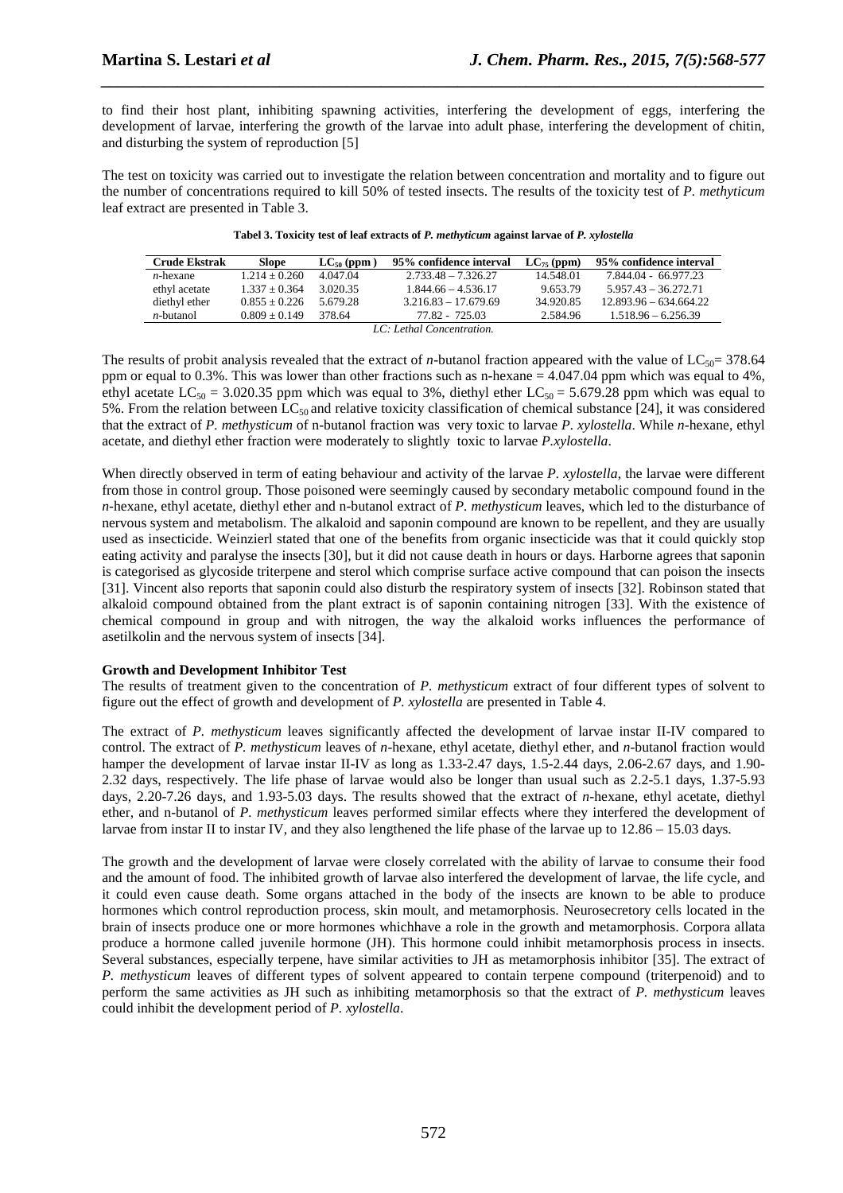to find their host plant, inhibiting spawning activities, interfering the development of eggs, interfering the development of larvae, interfering the growth of the larvae into adult phase, interfering the development of chitin, and disturbing the system of reproduction [5]

The test on toxicity was carried out to investigate the relation between concentration and mortality and to figure out the number of concentrations required to kill 50% of tested insects. The results of the toxicity test of *P. methyticum* leaf extract are presented in Table 3.

**Tabel 3. Toxicity test of leaf extracts of *P. methyticum* against larvae of *P. xylostella***

| Crude Ekstrak | Slope | $LC_{50}$ (ppm ) | 95% confidence interval | $LC_{75}$ (ppm) | 95% confidence interval |
|---|---|---|---|---|---|
| *n*-hexane | 1.214 ± 0.260 | 4.047.04 | 2.733.48 – 7.326.27 | 14.548.01 | 7.844.04 - 66.977.23 |
| ethyl acetate | 1.337 ± 0.364 | 3.020.35 | 1.844.66 – 4.536.17 | 9.653.79 | 5.957.43 – 36.272.71 |
| diethyl ether | 0.855 ± 0.226 | 5.679.28 | 3.216.83 – 17.679.69 | 34.920.85 | 12.893.96 – 634.664.22 |
| *n*-butanol | 0.809 ± 0.149 | 378.64 | 77.82 - 725.03 | 2.584.96 | 1.518.96 – 6.256.39 |

*LC: Lethal Concentration.*

The results of probit analysis revealed that the extract of *n*-butanol fraction appeared with the value of $LC_{50}$= 378.64 ppm or equal to 0.3%. This was lower than other fractions such as n-hexane = 4.047.04 ppm which was equal to 4%, ethyl acetate $LC_{50}$ = 3.020.35 ppm which was equal to 3%, diethyl ether $LC_{50}$ = 5.679.28 ppm which was equal to 5%. From the relation between $LC_{50}$ and relative toxicity classification of chemical substance [24], it was considered that the extract of *P. methysticum* of n-butanol fraction was very toxic to larvae *P. xylostella*. While *n*-hexane, ethyl acetate, and diethyl ether fraction were moderately to slightly toxic to larvae *P.xylostella*.

When directly observed in term of eating behaviour and activity of the larvae *P. xylostella*, the larvae were different from those in control group. Those poisoned were seemingly caused by secondary metabolic compound found in the *n*-hexane, ethyl acetate, diethyl ether and n-butanol extract of *P. methysticum* leaves, which led to the disturbance of nervous system and metabolism. The alkaloid and saponin compound are known to be repellent, and they are usually used as insecticide. Weinzierl stated that one of the benefits from organic insecticide was that it could quickly stop eating activity and paralyse the insects [30], but it did not cause death in hours or days. Harborne agrees that saponin is categorised as glycoside triterpene and sterol which comprise surface active compound that can poison the insects [31]. Vincent also reports that saponin could also disturb the respiratory system of insects [32]. Robinson stated that alkaloid compound obtained from the plant extract is of saponin containing nitrogen [33]. With the existence of chemical compound in group and with nitrogen, the way the alkaloid works influences the performance of asetilkolin and the nervous system of insects [34].

**Growth and Development Inhibitor Test**

The results of treatment given to the concentration of *P. methysticum* extract of four different types of solvent to figure out the effect of growth and development of *P. xylostella* are presented in Table 4.

The extract of *P. methysticum* leaves significantly affected the development of larvae instar II-IV compared to control. The extract of *P. methysticum* leaves of *n*-hexane, ethyl acetate, diethyl ether, and *n*-butanol fraction would hamper the development of larvae instar II-IV as long as 1.33-2.47 days, 1.5-2.44 days, 2.06-2.67 days, and 1.90-2.32 days, respectively. The life phase of larvae would also be longer than usual such as 2.2-5.1 days, 1.37-5.93 days, 2.20-7.26 days, and 1.93-5.03 days. The results showed that the extract of *n*-hexane, ethyl acetate, diethyl ether, and n-butanol of *P. methysticum* leaves performed similar effects where they interfered the development of larvae from instar II to instar IV, and they also lengthened the life phase of the larvae up to 12.86 – 15.03 days.

The growth and the development of larvae were closely correlated with the ability of larvae to consume their food and the amount of food. The inhibited growth of larvae also interfered the development of larvae, the life cycle, and it could even cause death. Some organs attached in the body of the insects are known to be able to produce hormones which control reproduction process, skin moult, and metamorphosis. Neurosecretory cells located in the brain of insects produce one or more hormones whichhave a role in the growth and metamorphosis. Corpora allata produce a hormone called juvenile hormone (JH). This hormone could inhibit metamorphosis process in insects. Several substances, especially terpene, have similar activities to JH as metamorphosis inhibitor [35]. The extract of *P. methysticum* leaves of different types of solvent appeared to contain terpene compound (triterpenoid) and to perform the same activities as JH such as inhibiting metamorphosis so that the extract of *P. methysticum* leaves could inhibit the development period of *P. xylostella*.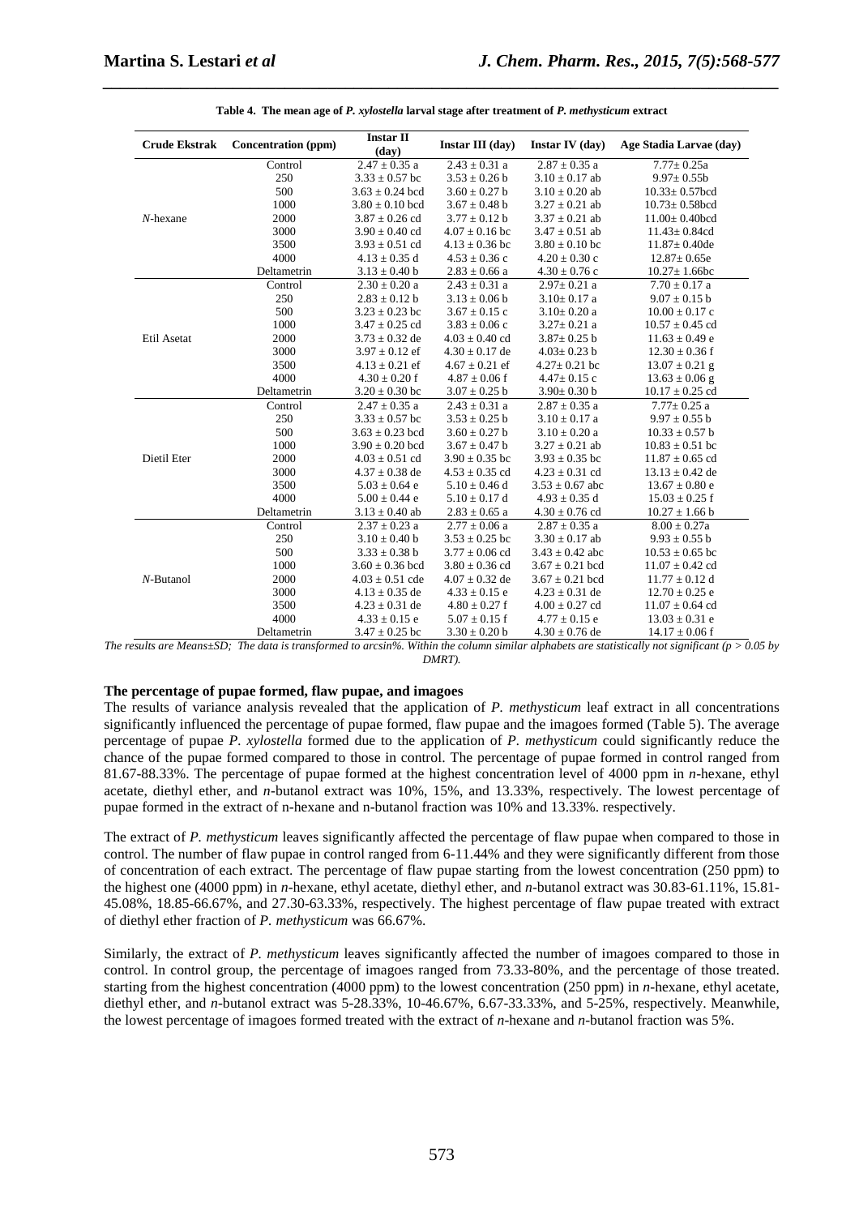**Table 4. The mean age of *P. xylostella* larval stage after treatment of *P. methysticum* extract**

| Crude Ekstrak | Concentration (ppm) | Instar II (day) | Instar III (day) | Instar IV (day) | Age Stadia Larvae (day) |
|---|---|---|---|---|---|
| *N*-hexane | Control | 2.47 ± 0.35 a | 2.43 ± 0.31 a | 2.87 ± 0.35 a | 7.77± 0.25a |
| | 250 | 3.33 ± 0.57 bc | 3.53 ± 0.26 b | 3.10 ± 0.17 ab | 9.97± 0.55b |
| | 500 | 3.63 ± 0.24 bcd | 3.60 ± 0.27 b | 3.10 ± 0.20 ab | 10.33± 0.57bcd |
| | 1000 | 3.80 ± 0.10 bcd | 3.67 ± 0.48 b | 3.27 ± 0.21 ab | 10.73± 0.58bcd |
| | 2000 | 3.87 ± 0.26 cd | 3.77 ± 0.12 b | 3.37 ± 0.21 ab | 11.00± 0.40bcd |
| | 3000 | 3.90 ± 0.40 cd | 4.07 ± 0.16 bc | 3.47 ± 0.51 ab | 11.43± 0.84cd |
| | 3500 | 3.93 ± 0.51 cd | 4.13 ± 0.36 bc | 3.80 ± 0.10 bc | 11.87± 0.40de |
| | 4000 | 4.13 ± 0.35 d | 4.53 ± 0.36 c | 4.20 ± 0.30 c | 12.87± 0.65e |
| | Deltametrin | 3.13 ± 0.40 b | 2.83 ± 0.66 a | 4.30 ± 0.76 c | 10.27± 1.66bc |
| Etil Asetat | Control | 2.30 ± 0.20 a | 2.43 ± 0.31 a | 2.97± 0.21 a | 7.70 ± 0.17 a |
| | 250 | 2.83 ± 0.12 b | 3.13 ± 0.06 b | 3.10± 0.17 a | 9.07 ± 0.15 b |
| | 500 | 3.23 ± 0.23 bc | 3.67 ± 0.15 c | 3.10± 0.20 a | 10.00 ± 0.17 c |
| | 1000 | 3.47 ± 0.25 cd | 3.83 ± 0.06 c | 3.27± 0.21 a | 10.57 ± 0.45 cd |
| | 2000 | 3.73 ± 0.32 de | 4.03 ± 0.40 cd | 3.87± 0.25 b | 11.63 ± 0.49 e |
| | 3000 | 3.97 ± 0.12 ef | 4.30 ± 0.17 de | 4.03± 0.23 b | 12.30 ± 0.36 f |
| | 3500 | 4.13 ± 0.21 ef | 4.67 ± 0.21 ef | 4.27± 0.21 bc | 13.07 ± 0.21 g |
| | 4000 | 4.30 ± 0.20 f | 4.87 ± 0.06 f | 4.47± 0.15 c | 13.63 ± 0.06 g |
| | Deltametrin | 3.20 ± 0.30 bc | 3.07 ± 0.25 b | 3.90± 0.30 b | 10.17 ± 0.25 cd |
| Dietil Eter | Control | 2.47 ± 0.35 a | 2.43 ± 0.31 a | 2.87 ± 0.35 a | 7.77± 0.25 a |
| | 250 | 3.33 ± 0.57 bc | 3.53 ± 0.25 b | 3.10 ± 0.17 a | 9.97 ± 0.55 b |
| | 500 | 3.63 ± 0.23 bcd | 3.60 ± 0.27 b | 3.10 ± 0.20 a | 10.33 ± 0.57 b |
| | 1000 | 3.90 ± 0.20 bcd | 3.67 ± 0.47 b | 3.27 ± 0.21 ab | 10.83 ± 0.51 bc |
| | 2000 | 4.03 ± 0.51 cd | 3.90 ± 0.35 bc | 3.93 ± 0.35 bc | 11.87 ± 0.65 cd |
| | 3000 | 4.37 ± 0.38 de | 4.53 ± 0.35 cd | 4.23 ± 0.31 cd | 13.13 ± 0.42 de |
| | 3500 | 5.03 ± 0.64 e | 5.10 ± 0.46 d | 3.53 ± 0.67 abc | 13.67 ± 0.80 e |
| | 4000 | 5.00 ± 0.44 e | 5.10 ± 0.17 d | 4.93 ± 0.35 d | 15.03 ± 0.25 f |
| | Deltametrin | 3.13 ± 0.40 ab | 2.83 ± 0.65 a | 4.30 ± 0.76 cd | 10.27 ± 1.66 b |
| *N*-Butanol | Control | 2.37 ± 0.23 a | 2.77 ± 0.06 a | 2.87 ± 0.35 a | 8.00 ± 0.27a |
| | 250 | 3.10 ± 0.40 b | 3.53 ± 0.25 bc | 3.30 ± 0.17 ab | 9.93 ± 0.55 b |
| | 500 | 3.33 ± 0.38 b | 3.77 ± 0.06 cd | 3.43 ± 0.42 abc | 10.53 ± 0.65 bc |
| | 1000 | 3.60 ± 0.36 bcd | 3.80 ± 0.36 cd | 3.67 ± 0.21 bcd | 11.07 ± 0.42 cd |
| | 2000 | 4.03 ± 0.51 cde | 4.07 ± 0.32 de | 3.67 ± 0.21 bcd | 11.77 ± 0.12 d |
| | 3000 | 4.13 ± 0.35 de | 4.33 ± 0.15 e | 4.23 ± 0.31 de | 12.70 ± 0.25 e |
| | 3500 | 4.23 ± 0.31 de | 4.80 ± 0.27 f | 4.00 ± 0.27 cd | 11.07 ± 0.64 cd |
| | 4000 | 4.33 ± 0.15 e | 5.07 ± 0.15 f | 4.77 ± 0.15 e | 13.03 ± 0.31 e |
| | Deltametrin | 3.47 ± 0.25 bc | 3.30 ± 0.20 b | 4.30 ± 0.76 de | 14.17 ± 0.06 f |

*The results are Means±SD; The data is transformed to arcsin%. Within the column similar alphabets are statistically not significant ($p > 0.05$ by DMRT).*

**The percentage of pupae formed, flaw pupae, and imagoes**

The results of variance analysis revealed that the application of *P. methysticum* leaf extract in all concentrations significantly influenced the percentage of pupae formed, flaw pupae and the imagoes formed (Table 5). The average percentage of pupae *P. xylostella* formed due to the application of *P. methysticum* could significantly reduce the chance of the pupae formed compared to those in control. The percentage of pupae formed in control ranged from 81.67-88.33%. The percentage of pupae formed at the highest concentration level of 4000 ppm in *n*-hexane, ethyl acetate, diethyl ether, and *n*-butanol extract was 10%, 15%, and 13.33%, respectively. The lowest percentage of pupae formed in the extract of n-hexane and n-butanol fraction was 10% and 13.33%. respectively.

The extract of *P. methysticum* leaves significantly affected the percentage of flaw pupae when compared to those in control. The number of flaw pupae in control ranged from 6-11.44% and they were significantly different from those of concentration of each extract. The percentage of flaw pupae starting from the lowest concentration (250 ppm) to the highest one (4000 ppm) in *n*-hexane, ethyl acetate, diethyl ether, and *n*-butanol extract was 30.83-61.11%, 15.81-45.08%, 18.85-66.67%, and 27.30-63.33%, respectively. The highest percentage of flaw pupae treated with extract of diethyl ether fraction of *P. methysticum* was 66.67%.

Similarly, the extract of *P. methysticum* leaves significantly affected the number of imagoes compared to those in control. In control group, the percentage of imagoes ranged from 73.33-80%, and the percentage of those treated. starting from the highest concentration (4000 ppm) to the lowest concentration (250 ppm) in *n*-hexane, ethyl acetate, diethyl ether, and *n*-butanol extract was 5-28.33%, 10-46.67%, 6.67-33.33%, and 5-25%, respectively. Meanwhile, the lowest percentage of imagoes formed treated with the extract of *n*-hexane and *n*-butanol fraction was 5%.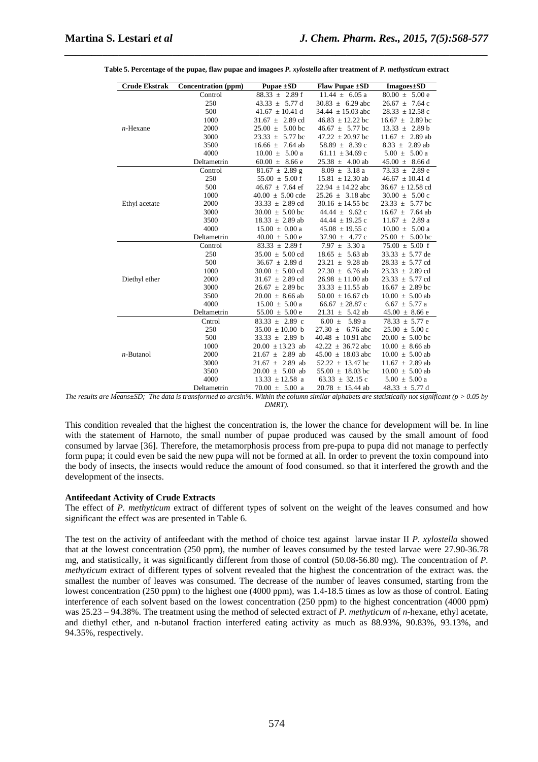**Table 5. Percentage of the pupae, flaw pupae and imagoes *P. xylostella* after treatment of *P. methysticum* extract**

| Crude Ekstrak | Concentration (ppm) | Pupae ±SD | Flaw Pupae ±SD | Imagoes±SD |
|---|---|---|---|---|
| *n*-Hexane | Control | 88.33 ± 2.89 f | 11.44 ± 6.05 a | 80.00 ± 5.00 e |
| | 250 | 43.33 ± 5.77 d | 30.83 ± 6.29 abc | 26.67 ± 7.64 c |
| | 500 | 41.67 ± 10.41 d | 34.44 ± 15.03 abc | 28.33 ± 12.58 c |
| | 1000 | 31.67 ± 2.89 cd | 46.83 ± 12.22 bc | 16.67 ± 2.89 bc |
| | 2000 | 25.00 ± 5.00 bc | 46.67 ± 5.77 bc | 13.33 ± 2.89 b |
| | 3000 | 23.33 ± 5.77 bc | 47.22 ± 20.97 bc | 11.67 ± 2.89 ab |
| | 3500 | 16.66 ± 7.64 ab | 58.89 ± 8.39 c | 8.33 ± 2.89 ab |
| | 4000 | 10.00 ± 5.00 a | 61.11 ± 34.69 c | 5.00 ± 5.00 a |
| | Deltametrin | 60.00 ± 8.66 e | 25.38 ± 4.00 ab | 45.00 ± 8.66 d |
| Ethyl acetate | Control | 81.67 ± 2.89 g | 8.09 ± 3.18 a | 73.33 ± 2.89 e |
| | 250 | 55.00 ± 5.00 f | 15.81 ± 12.30 ab | 46.67 ± 10.41 d |
| | 500 | 46.67 ± 7.64 ef | 22.94 ± 14.22 abc | 36.67 ± 12.58 cd |
| | 1000 | 40.00 ± 5.00 cde | 25.26 ± 3.18 abc | 30.00 ± 5.00 c |
| | 2000 | 33.33 ± 2.89 cd | 30.16 ± 14.55 bc | 23.33 ± 5.77 bc |
| | 3000 | 30.00 ± 5.00 bc | 44.44 ± 9.62 c | 16.67 ± 7.64 ab |
| | 3500 | 18.33 ± 2.89 ab | 44.44 ± 19.25 c | 11.67 ± 2.89 a |
| | 4000 | 15.00 ± 0.00 a | 45.08 ± 19.55 c | 10.00 ± 5.00 a |
| | Deltametrin | 40.00 ± 5.00 e | 37.90 ± 4.77 c | 25.00 ± 5.00 bc |
| Diethyl ether | Control | 83.33 ± 2.89 f | 7.97 ± 3.30 a | 75.00 ± 5.00 f |
| | 250 | 35.00 ± 5.00 cd | 18.65 ± 5.63 ab | 33.33 ± 5.77 de |
| | 500 | 36.67 ± 2.89 d | 23.21 ± 9.28 ab | 28.33 ± 5.77 cd |
| | 1000 | 30.00 ± 5.00 cd | 27.30 ± 6.76 ab | 23.33 ± 2.89 cd |
| | 2000 | 31.67 ± 2.89 cd | 26.98 ± 11.00 ab | 23.33 ± 5.77 cd |
| | 3000 | 26.67 ± 2.89 bc | 33.33 ± 11.55 ab | 16.67 ± 2.89 bc |
| | 3500 | 20.00 ± 8.66 ab | 50.00 ± 16.67 cb | 10.00 ± 5.00 ab |
| | 4000 | 15.00 ± 5.00 a | 66.67 ± 28.87 c | 6.67 ± 5.77 a |
| | Deltametrin | 55.00 ± 5.00 e | 21.31 ± 5.42 ab | 45.00 ± 8.66 e |
| *n*-Butanol | Cntrol | 83.33 ± 2.89 c | 6.00 ± 5.89 a | 78.33 ± 5.77 e |
| | 250 | 35.00 ± 10.00 b | 27.30 ± 6.76 abc | 25.00 ± 5.00 c |
| | 500 | 33.33 ± 2.89 b | 40.48 ± 10.91 abc | 20.00 ± 5.00 bc |
| | 1000 | 20.00 ± 13.23 ab | 42.22 ± 36.72 abc | 10.00 ± 8.66 ab |
| | 2000 | 21.67 ± 2.89 ab | 45.00 ± 18.03 abc | 10.00 ± 5.00 ab |
| | 3000 | 21.67 ± 2.89 ab | 52.22 ± 13.47 bc | 11.67 ± 2.89 ab |
| | 3500 | 20.00 ± 5.00 ab | 55.00 ± 18.03 bc | 10.00 ± 5.00 ab |
| | 4000 | 13.33 ± 12.58 a | 63.33 ± 32.15 c | 5.00 ± 5.00 a |
| | Deltametrin | 70.00 ± 5.00 a | 20.78 ± 15.44 ab | 48.33 ± 5.77 d |

*The results are Means±SD; The data is transformed to arcsin%. Within the column similar alphabets are statistically not significant ($p > 0.05$ by DMRT).*

This condition revealed that the highest the concentration is, the lower the chance for development will be. In line with the statement of Harnoto, the small number of pupae produced was caused by the small amount of food consumed by larvae [36]. Therefore, the metamorphosis process from pre-pupa to pupa did not manage to perfectly form pupa; it could even be said the new pupa will not be formed at all. In order to prevent the toxin compound into the body of insects, the insects would reduce the amount of food consumed. so that it interfered the growth and the development of the insects.

### Antifeedant Activity of Crude Extracts

The effect of *P. methyticum* extract of different types of solvent on the weight of the leaves consumed and how significant the effect was are presented in Table 6.

The test on the activity of antifeedant with the method of choice test against larvae instar II *P. xylostella* showed that at the lowest concentration (250 ppm), the number of leaves consumed by the tested larvae were 27.90-36.78 mg, and statistically, it was significantly different from those of control (50.08-56.80 mg). The concentration of *P. methyticum* extract of different types of solvent revealed that the highest the concentration of the extract was. the smallest the number of leaves was consumed. The decrease of the number of leaves consumed, starting from the lowest concentration (250 ppm) to the highest one (4000 ppm), was 1.4-18.5 times as low as those of control. Eating interference of each solvent based on the lowest concentration (250 ppm) to the highest concentration (4000 ppm) was 25.23 – 94.38%. The treatment using the method of selected extract of *P. methyticum* of *n*-hexane, ethyl acetate, and diethyl ether, and n-butanol fraction interfered eating activity as much as 88.93%, 90.83%, 93.13%, and 94.35%, respectively.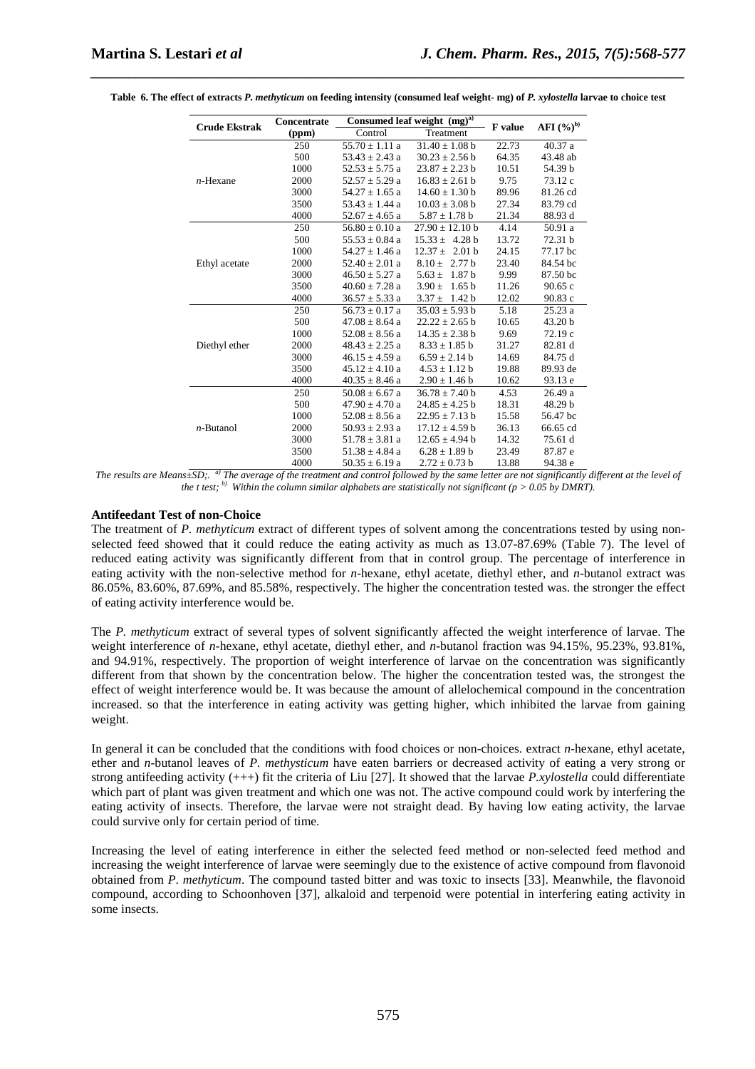**Table 6. The effect of extracts *P. methyticum* on feeding intensity (consumed leaf weight- mg) of *P. xylostella* larvae to choice test**

| Crude Ekstrak | Concentrate (ppm) | Consumed leaf weight (mg)[a] | | F value | AFI (%)[b] |
|---|---|---|---|---|---|
| | | Control | Treatment | | |
| *n*-Hexane | 250 | 55.70 ± 1.11 a | 31.40 ± 1.08 b | 22.73 | 40.37 a |
| | 500 | 53.43 ± 2.43 a | 30.23 ± 2.56 b | 64.35 | 43.48 ab |
| | 1000 | 52.53 ± 5.75 a | 23.87 ± 2.23 b | 10.51 | 54.39 b |
| | 2000 | 52.57 ± 5.29 a | 16.83 ± 2.61 b | 9.75 | 73.12 c |
| | 3000 | 54.27 ± 1.65 a | 14.60 ± 1.30 b | 89.96 | 81.26 cd |
| | 3500 | 53.43 ± 1.44 a | 10.03 ± 3.08 b | 27.34 | 83.79 cd |
| | 4000 | 52.67 ± 4.65 a | 5.87 ± 1.78 b | 21.34 | 88.93 d |
| Ethyl acetate | 250 | 56.80 ± 0.10 a | 27.90 ± 12.10 b | 4.14 | 50.91 a |
| | 500 | 55.53 ± 0.84 a | 15.33 ± 4.28 b | 13.72 | 72.31 b |
| | 1000 | 54.27 ± 1.46 a | 12.37 ± 2.01 b | 24.15 | 77.17 bc |
| | 2000 | 52.40 ± 2.01 a | 8.10 ± 2.77 b | 23.40 | 84.54 bc |
| | 3000 | 46.50 ± 5.27 a | 5.63 ± 1.87 b | 9.99 | 87.50 bc |
| | 3500 | 40.60 ± 7.28 a | 3.90 ± 1.65 b | 11.26 | 90.65 c |
| | 4000 | 36.57 ± 5.33 a | 3.37 ± 1.42 b | 12.02 | 90.83 c |
| Diethyl ether | 250 | 56.73 ± 0.17 a | 35.03 ± 5.93 b | 5.18 | 25.23 a |
| | 500 | 47.08 ± 8.64 a | 22.22 ± 2.65 b | 10.65 | 43.20 b |
| | 1000 | 52.08 ± 8.56 a | 14.35 ± 2.38 b | 9.69 | 72.19 c |
| | 2000 | 48.43 ± 2.25 a | 8.33 ± 1.85 b | 31.27 | 82.81 d |
| | 3000 | 46.15 ± 4.59 a | 6.59 ± 2.14 b | 14.69 | 84.75 d |
| | 3500 | 45.12 ± 4.10 a | 4.53 ± 1.12 b | 19.88 | 89.93 de |
| | 4000 | 40.35 ± 8.46 a | 2.90 ± 1.46 b | 10.62 | 93.13 e |
| *n*-Butanol | 250 | 50.08 ± 6.67 a | 36.78 ± 7.40 b | 4.53 | 26.49 a |
| | 500 | 47.90 ± 4.70 a | 24.85 ± 4.25 b | 18.31 | 48.29 b |
| | 1000 | 52.08 ± 8.56 a | 22.95 ± 7.13 b | 15.58 | 56.47 bc |
| | 2000 | 50.93 ± 2.93 a | 17.12 ± 4.59 b | 36.13 | 66.65 cd |
| | 3000 | 51.78 ± 3.81 a | 12.65 ± 4.94 b | 14.32 | 75.61 d |
| | 3500 | 51.38 ± 4.84 a | 6.28 ± 1.89 b | 23.49 | 87.87 e |
| | 4000 | 50.35 ± 6.19 a | 2.72 ± 0.73 b | 13.88 | 94.38 e |

*The results are Means±SD;. [a] The average of the treatment and control followed by the same letter are not significantly different at the level of the t test; [b] Within the column similar alphabets are statistically not significant (p > 0.05 by DMRT).*

**Antifeedant Test of non-Choice**

The treatment of *P. methyticum* extract of different types of solvent among the concentrations tested by using non-selected feed showed that it could reduce the eating activity as much as 13.07-87.69% (Table 7). The level of reduced eating activity was significantly different from that in control group. The percentage of interference in eating activity with the non-selective method for *n*-hexane, ethyl acetate, diethyl ether, and *n*-butanol extract was 86.05%, 83.60%, 87.69%, and 85.58%, respectively. The higher the concentration tested was. the stronger the effect of eating activity interference would be.

The *P. methyticum* extract of several types of solvent significantly affected the weight interference of larvae. The weight interference of *n*-hexane, ethyl acetate, diethyl ether, and *n*-butanol fraction was 94.15%, 95.23%, 93.81%, and 94.91%, respectively. The proportion of weight interference of larvae on the concentration was significantly different from that shown by the concentration below. The higher the concentration tested was, the strongest the effect of weight interference would be. It was because the amount of allelochemical compound in the concentration increased. so that the interference in eating activity was getting higher, which inhibited the larvae from gaining weight.

In general it can be concluded that the conditions with food choices or non-choices. extract *n*-hexane, ethyl acetate, ether and *n*-butanol leaves of *P. methysticum* have eaten barriers or decreased activity of eating a very strong or strong antifeeding activity (+++) fit the criteria of Liu [27]. It showed that the larvae *P.xylostella* could differentiate which part of plant was given treatment and which one was not. The active compound could work by interfering the eating activity of insects. Therefore, the larvae were not straight dead. By having low eating activity, the larvae could survive only for certain period of time.

Increasing the level of eating interference in either the selected feed method or non-selected feed method and increasing the weight interference of larvae were seemingly due to the existence of active compound from flavonoid obtained from *P*. *methyticum*. The compound tasted bitter and was toxic to insects [33]. Meanwhile, the flavonoid compound, according to Schoonhoven [37], alkaloid and terpenoid were potential in interfering eating activity in some insects.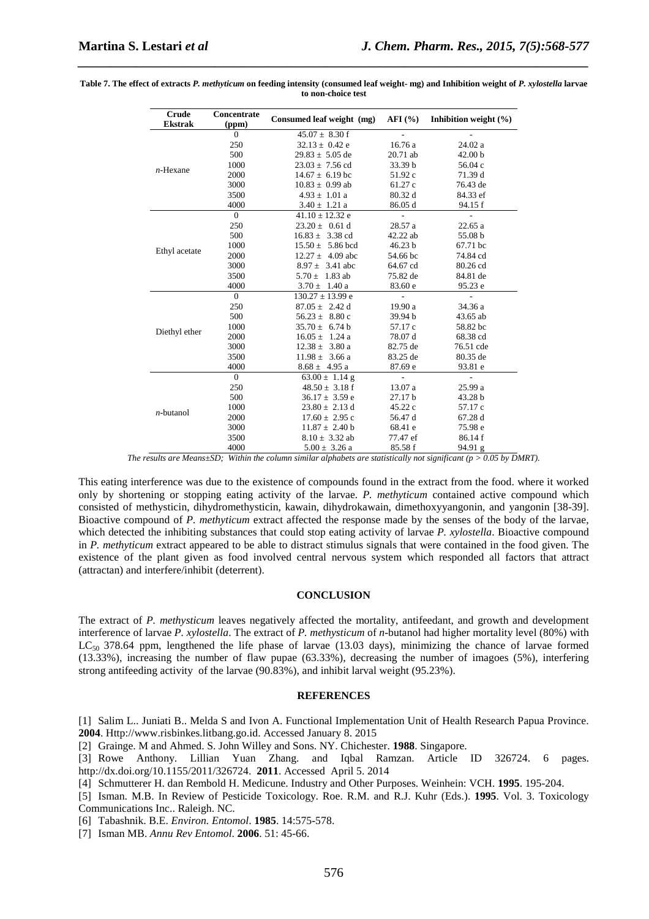**Table 7. The effect of extracts *P. methyticum* on feeding intensity (consumed leaf weight- mg) and Inhibition weight of *P. xylostella* larvae to non-choice test**

| Crude Ekstrak | Concentrate (ppm) | Consumed leaf weight (mg) | AFI (%) | Inhibition weight (%) |
|---|---|---|---|---|
| *n*-Hexane | 0 | 45.07 ± 8.30 f | - | - |
| | 250 | 32.13 ± 0.42 e | 16.76 a | 24.02 a |
| | 500 | 29.83 ± 5.05 de | 20.71 ab | 42.00 b |
| | 1000 | 23.03 ± 7.56 cd | 33.39 b | 56.04 c |
| | 2000 | 14.67 ± 6.19 bc | 51.92 c | 71.39 d |
| | 3000 | 10.83 ± 0.99 ab | 61.27 c | 76.43 de |
| | 3500 | 4.93 ± 1.01 a | 80.32 d | 84.33 ef |
| | 4000 | 3.40 ± 1.21 a | 86.05 d | 94.15 f |
| Ethyl acetate | 0 | 41.10 ± 12.32 e | - | - |
| | 250 | 23.20 ± 0.61 d | 28.57 a | 22.65 a |
| | 500 | 16.83 ± 3.38 cd | 42.22 ab | 55.08 b |
| | 1000 | 15.50 ± 5.86 bcd | 46.23 b | 67.71 bc |
| | 2000 | 12.27 ± 4.09 abc | 54.66 bc | 74.84 cd |
| | 3000 | 8.97 ± 3.41 abc | 64.67 cd | 80.26 cd |
| | 3500 | 5.70 ± 1.83 ab | 75.82 de | 84.81 de |
| | 4000 | 3.70 ± 1.40 a | 83.60 e | 95.23 e |
| Diethyl ether | 0 | 130.27 ± 13.99 e | - | - |
| | 250 | 87.05 ± 2.42 d | 19.90 a | 34.36 a |
| | 500 | 56.23 ± 8.80 c | 39.94 b | 43.65 ab |
| | 1000 | 35.70 ± 6.74 b | 57.17 c | 58.82 bc |
| | 2000 | 16.05 ± 1.24 a | 78.07 d | 68.38 cd |
| | 3000 | 12.38 ± 3.80 a | 82.75 de | 76.51 cde |
| | 3500 | 11.98 ± 3.66 a | 83.25 de | 80.35 de |
| | 4000 | 8.68 ± 4.95 a | 87.69 e | 93.81 e |
| *n*-butanol | 0 | 63.00 ± 1.14 g | - | - |
| | 250 | 48.50 ± 3.18 f | 13.07 a | 25.99 a |
| | 500 | 36.17 ± 3.59 e | 27.17 b | 43.28 b |
| | 1000 | 23.80 ± 2.13 d | 45.22 c | 57.17 c |
| | 2000 | 17.60 ± 2.95 c | 56.47 d | 67.28 d |
| | 3000 | 11.87 ± 2.40 b | 68.41 e | 75.98 e |
| | 3500 | 8.10 ± 3.32 ab | 77.47 ef | 86.14 f |
| | 4000 | 5.00 ± 3.26 a | 85.58 f | 94.91 g |

*The results are Means±SD; Within the column similar alphabets are statistically not significant ($p > 0.05$ by DMRT).*

This eating interference was due to the existence of compounds found in the extract from the food. where it worked only by shortening or stopping eating activity of the larvae. *P. methyticum* contained active compound which consisted of methysticin, dihydromethysticin, kawain, dihydrokawain, dimethoxyyangonin, and yangonin [38-39]. Bioactive compound of *P. methyticum* extract affected the response made by the senses of the body of the larvae, which detected the inhibiting substances that could stop eating activity of larvae *P. xylostella*. Bioactive compound in *P. methyticum* extract appeared to be able to distract stimulus signals that were contained in the food given. The existence of the plant given as food involved central nervous system which responded all factors that attract (attractan) and interfere/inhibit (deterrent).

## CONCLUSION

The extract of *P. methysticum* leaves negatively affected the mortality, antifeedant, and growth and development interference of larvae *P. xylostella*. The extract of *P. methysticum* of *n*-butanol had higher mortality level (80%) with $LC_{50}$ 378.64 ppm, lengthened the life phase of larvae (13.03 days), minimizing the chance of larvae formed (13.33%), increasing the number of flaw pupae (63.33%), decreasing the number of imagoes (5%), interfering strong antifeeding activity of the larvae (90.83%), and inhibit larval weight (95.23%).

## REFERENCES

[1] Salim L.. Juniati B.. Melda S and Ivon A. Functional Implementation Unit of Health Research Papua Province. **2004**. Http://www.risbinkes.litbang.go.id. Accessed January 8. 2015

[2] Grainge. M and Ahmed. S. John Willey and Sons. NY. Chichester. **1988**. Singapore.

[3] Rowe Anthony. Lillian Yuan Zhang. and Iqbal Ramzan. Article ID 326724. 6 pages. http://dx.doi.org/10.1155/2011/326724. **2011**. Accessed April 5. 2014

[4] Schmutterer H. dan Rembold H. Medicune. Industry and Other Purposes. Weinhein: VCH. **1995**. 195-204.

[5] Isman. M.B. In Review of Pesticide Toxicology. Roe. R.M. and R.J. Kuhr (Eds.). **1995**. Vol. 3. Toxicology Communications Inc.. Raleigh. NC.

[6] Tabashnik. B.E. *Environ. Entomol*. **1985**. 14:575-578.

[7] Isman MB. *Annu Rev Entomol*. **2006**. 51: 45-66.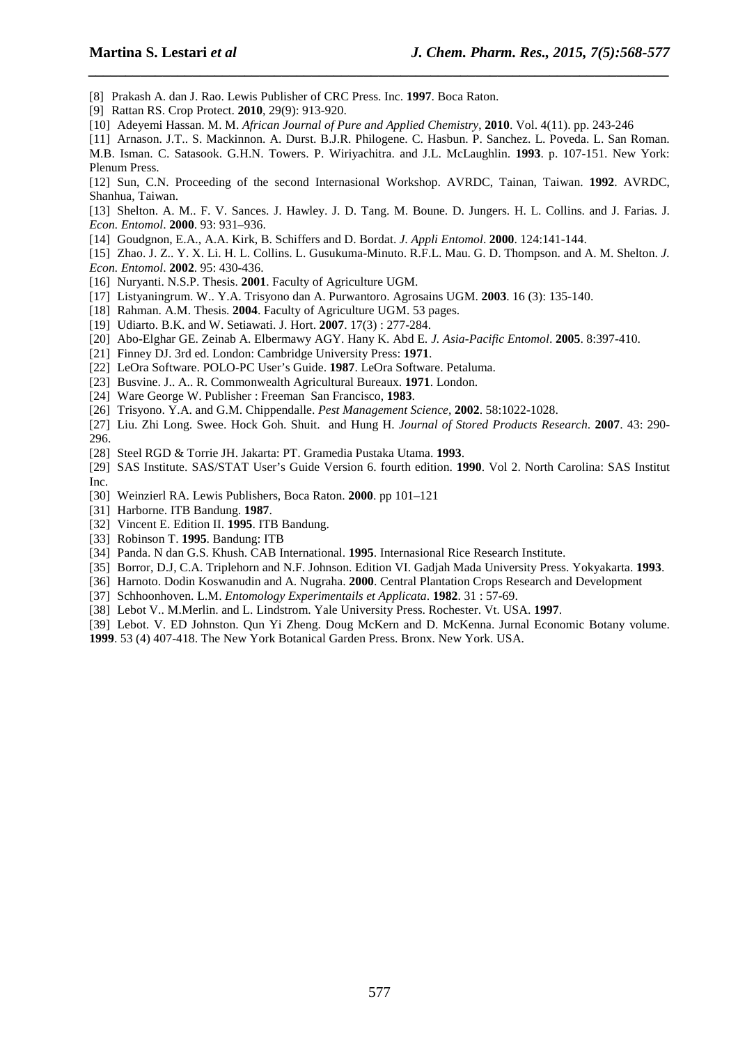[8] Prakash A. dan J. Rao. Lewis Publisher of CRC Press. Inc. **1997**. Boca Raton.

[9] Rattan RS. Crop Protect. **2010**, 29(9): 913-920.

[10] Adeyemi Hassan. M. M. *African Journal of Pure and Applied Chemistry*, **2010**. Vol. 4(11). pp. 243-246

[11] Arnason. J.T.. S. Mackinnon. A. Durst. B.J.R. Philogene. C. Hasbun. P. Sanchez. L. Poveda. L. San Roman. M.B. Isman. C. Satasook. G.H.N. Towers. P. Wiriyachitra. and J.L. McLaughlin. **1993**. p. 107-151. New York: Plenum Press.

[12] Sun, C.N. Proceeding of the second Internasional Workshop. AVRDC, Tainan, Taiwan. **1992**. AVRDC, Shanhua, Taiwan.

[13] Shelton. A. M.. F. V. Sances. J. Hawley. J. D. Tang. M. Boune. D. Jungers. H. L. Collins. and J. Farias. J. *Econ. Entomol*. **2000**. 93: 931–936.

[14] Goudgnon, E.A., A.A. Kirk, B. Schiffers and D. Bordat. *J. Appli Entomol*. **2000**. 124:141-144.

[15] Zhao. J. Z.. Y. X. Li. H. L. Collins. L. Gusukuma-Minuto. R.F.L. Mau. G. D. Thompson. and A. M. Shelton. *J. Econ. Entomol*. **2002**. 95: 430-436.

[16] Nuryanti. N.S.P. Thesis. **2001**. Faculty of Agriculture UGM.

[17] Listyaningrum. W.. Y.A. Trisyono dan A. Purwantoro. Agrosains UGM. **2003**. 16 (3): 135-140.

[18] Rahman. A.M. Thesis. **2004**. Faculty of Agriculture UGM. 53 pages.

[19] Udiarto. B.K. and W. Setiawati. J. Hort. **2007**. 17(3) : 277-284.

[20] Abo-Elghar GE. Zeinab A. Elbermawy AGY. Hany K. Abd E. *J. Asia-Pacific Entomol*. **2005**. 8:397-410.

[21] Finney DJ. 3rd ed. London: Cambridge University Press: **1971**.

[22] LeOra Software. POLO-PC User's Guide. **1987**. LeOra Software. Petaluma.

[23] Busvine. J.. A.. R. Commonwealth Agricultural Bureaux. **1971**. London.

[24] Ware George W. Publisher : Freeman San Francisco, **1983**.

[26] Trisyono. Y.A. and G.M. Chippendalle. *Pest Management Science*, **2002**. 58:1022-1028.

[27] Liu. Zhi Long. Swee. Hock Goh. Shuit. and Hung H. *Journal of Stored Products Research*. **2007**. 43: 290-296.

[28] Steel RGD & Torrie JH. Jakarta: PT. Gramedia Pustaka Utama. **1993**.

[29] SAS Institute. SAS/STAT User's Guide Version 6. fourth edition. **1990**. Vol 2. North Carolina: SAS Institut Inc.

[30] Weinzierl RA. Lewis Publishers, Boca Raton. **2000**. pp 101–121

[31] Harborne. ITB Bandung. **1987**.

[32] Vincent E. Edition II. **1995**. ITB Bandung.

[33] Robinson T. **1995**. Bandung: ITB

[34] Panda. N dan G.S. Khush. CAB International. **1995**. Internasional Rice Research Institute.

[35] Borror, D.J, C.A. Triplehorn and N.F. Johnson. Edition VI. Gadjah Mada University Press. Yokyakarta. **1993**.

[36] Harnoto. Dodin Koswanudin and A. Nugraha. **2000**. Central Plantation Crops Research and Development

[37] Schhoonhoven. L.M. *Entomology Experimentails et Applicata*. **1982**. 31 : 57-69.

[38] Lebot V.. M.Merlin. and L. Lindstrom. Yale University Press. Rochester. Vt. USA. **1997**.

[39] Lebot. V. ED Johnston. Qun Yi Zheng. Doug McKern and D. McKenna. Jurnal Economic Botany volume. **1999**. 53 (4) 407-418. The New York Botanical Garden Press. Bronx. New York. USA.